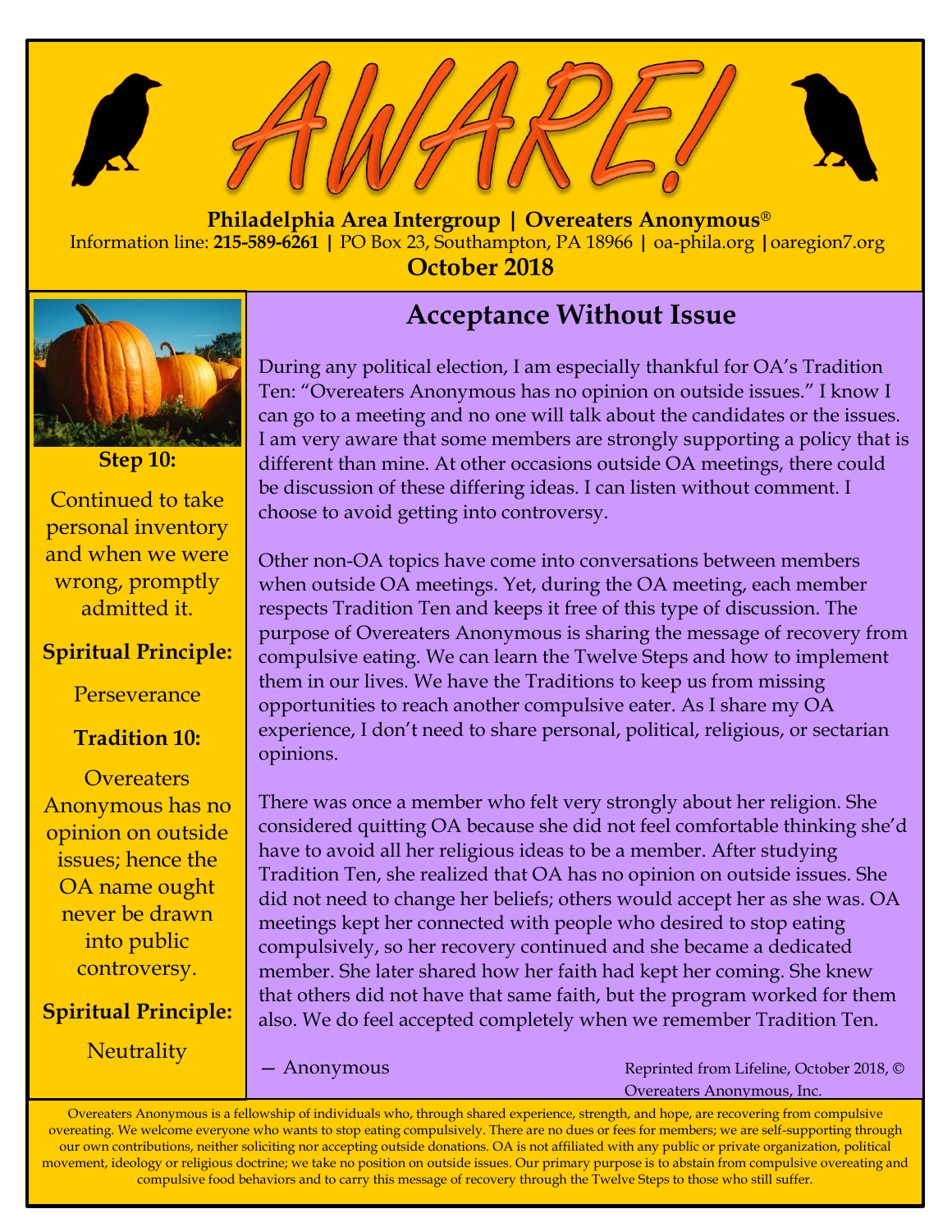# AWARE!

**Philadelphia Area Intergroup | Overeaters Anonymous®**

Information line: **215-589-6261** | PO Box 23, Southampton, PA 18966 | oa-phila.org | oaregion7.org

**October 2018**

**Step 10:**

Continued to take personal inventory and when we were wrong, promptly admitted it.

**Spiritual Principle:**

Perseverance

**Tradition 10:**

Overeaters Anonymous has no opinion on outside issues; hence the OA name ought never be drawn into public controversy.

**Spiritual Principle:**

Neutrality

## Acceptance Without Issue

During any political election, I am especially thankful for OA's Tradition Ten: "Overeaters Anonymous has no opinion on outside issues." I know I can go to a meeting and no one will talk about the candidates or the issues. I am very aware that some members are strongly supporting a policy that is different than mine. At other occasions outside OA meetings, there could be discussion of these differing ideas. I can listen without comment. I choose to avoid getting into controversy.

Other non-OA topics have come into conversations between members when outside OA meetings. Yet, during the OA meeting, each member respects Tradition Ten and keeps it free of this type of discussion. The purpose of Overeaters Anonymous is sharing the message of recovery from compulsive eating. We can learn the Twelve Steps and how to implement them in our lives. We have the Traditions to keep us from missing opportunities to reach another compulsive eater. As I share my OA experience, I don't need to share personal, political, religious, or sectarian opinions.

There was once a member who felt very strongly about her religion. She considered quitting OA because she did not feel comfortable thinking she'd have to avoid all her religious ideas to be a member. After studying Tradition Ten, she realized that OA has no opinion on outside issues. She did not need to change her beliefs; others would accept her as she was. OA meetings kept her connected with people who desired to stop eating compulsively, so her recovery continued and she became a dedicated member. She later shared how her faith had kept her coming. She knew that others did not have that same faith, but the program worked for them also. We do feel accepted completely when we remember Tradition Ten.

— Anonymous

Reprinted from Lifeline, October 2018, © Overeaters Anonymous, Inc.

Overeaters Anonymous is a fellowship of individuals who, through shared experience, strength, and hope, are recovering from compulsive overeating. We welcome everyone who wants to stop eating compulsively. There are no dues or fees for members; we are self-supporting through our own contributions, neither soliciting nor accepting outside donations. OA is not affiliated with any public or private organization, political movement, ideology or religious doctrine; we take no position on outside issues. Our primary purpose is to abstain from compulsive overeating and compulsive food behaviors and to carry this message of recovery through the Twelve Steps to those who still suffer.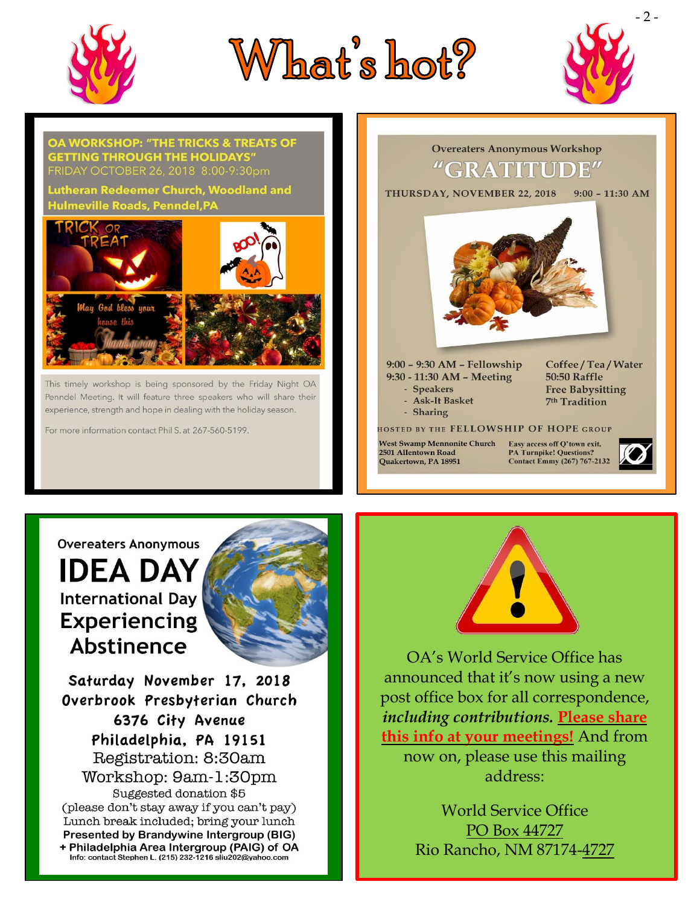# What's hot?

## OA WORKSHOP: "THE TRICKS & TREATS OF GETTING THROUGH THE HOLIDAYS"

FRIDAY OCTOBER 26, 2018 8:00-9:30pm

**Lutheran Redeemer Church, Woodland and Hulmeville Roads, Penndel,PA**

TRICK OR TREAT

BOO!

May God bless your house this Thanksgiving

This timely workshop is being sponsored by the Friday Night OA Penndel Meeting. It will feature three speakers who will share their experience, strength and hope in dealing with the holiday season.

For more information contact Phil S. at 267-560-5199.

---

## Overeaters Anonymous Workshop "GRATITUDE"

THURSDAY, NOVEMBER 22, 2018 9:00 – 11:30 AM

9:00 – 9:30 AM – Fellowship
9:30 - 11:30 AM – Meeting
- Speakers
- Ask-It Basket
- Sharing

Coffee / Tea / Water
50:50 Raffle
Free Babysitting
7th Tradition

HOSTED BY THE FELLOWSHIP OF HOPE GROUP

West Swamp Mennonite Church
2501 Allentown Road
Quakertown, PA 18951

Easy access off Q'town exit, PA Turnpike! Questions? Contact Emmy (267) 767-2132

---

## Overeaters Anonymous IDEA DAY

**International Day Experiencing Abstinence**

Saturday November 17, 2018
Overbrook Presbyterian Church
6376 City Avenue
Philadelphia, PA 19151
Registration: 8:30am
Workshop: 9am-1:30pm
Suggested donation $5
(please don't stay away if you can't pay)
Lunch break included; bring your lunch

**Presented by Brandywine Intergroup (BIG) + Philadelphia Area Intergroup (PAIG) of OA**

Info: contact Stephen L. (215) 232-1216 sliu202@yahoo.com

---

OA's World Service Office has announced that it's now using a new post office box for all correspondence, ***including contributions.*** Please share this info at your meetings! And from now on, please use this mailing address:

World Service Office
PO Box 44727
Rio Rancho, NM 87174-4727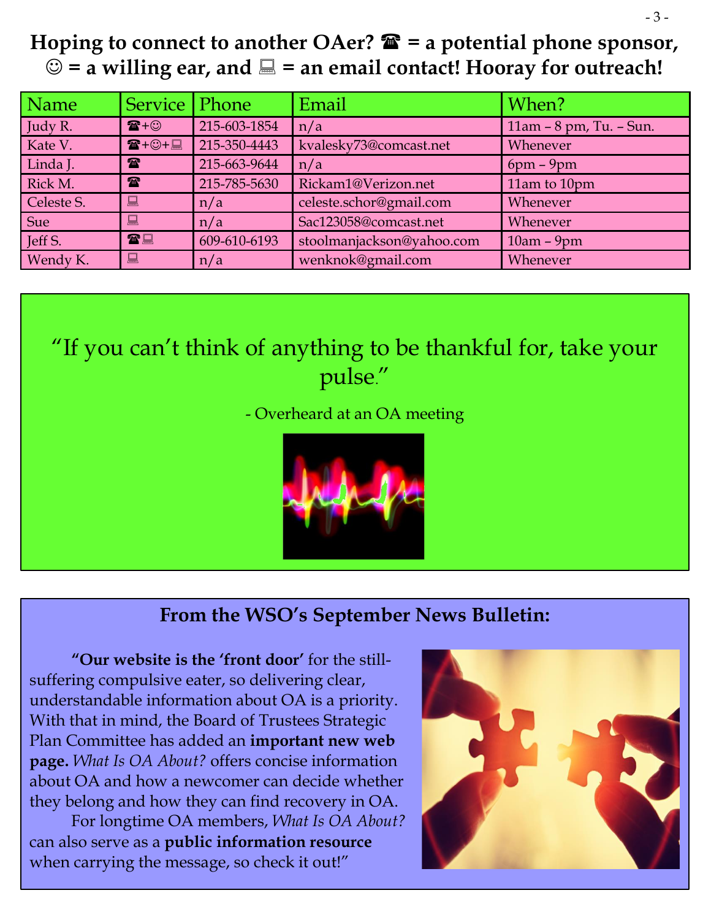# Hoping to connect to another OAer? ☎ = a potential phone sponsor, ☺ = a willing ear, and 💻 = an email contact! Hooray for outreach!

| Name | Service | Phone | Email | When? |
|---|---|---|---|---|
| Judy R. | ☎+☺ | 215-603-1854 | n/a | 11am – 8 pm, Tu. – Sun. |
| Kate V. | ☎+☺+💻 | 215-350-4443 | kvalesky73@comcast.net | Whenever |
| Linda J. | ☎ | 215-663-9644 | n/a | 6pm – 9pm |
| Rick M. | ☎ | 215-785-5630 | Rickam1@Verizon.net | 11am to 10pm |
| Celeste S. | 💻 | n/a | celeste.schor@gmail.com | Whenever |
| Sue | 💻 | n/a | Sac123058@comcast.net | Whenever |
| Jeff S. | ☎💻 | 609-610-6193 | stoolmanjackson@yahoo.com | 10am – 9pm |
| Wendy K. | 💻 | n/a | wenknok@gmail.com | Whenever |

"If you can't think of anything to be thankful for, take your pulse."

- Overheard at an OA meeting

## From the WSO's September News Bulletin:

**"Our website is the 'front door'** for the still-suffering compulsive eater, so delivering clear, understandable information about OA is a priority. With that in mind, the Board of Trustees Strategic Plan Committee has added an **important new web page.** *What Is OA About?* offers concise information about OA and how a newcomer can decide whether they belong and how they can find recovery in OA.

For longtime OA members, *What Is OA About?* can also serve as a **public information resource** when carrying the message, so check it out!"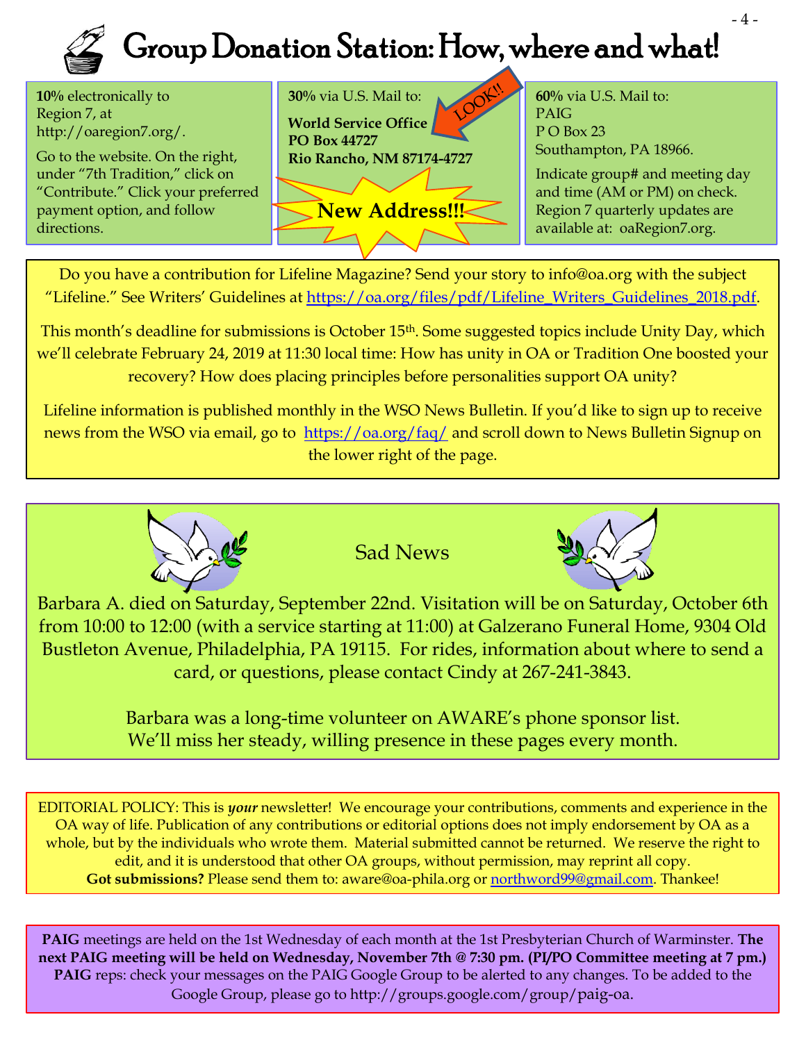# Group Donation Station: How, where and what!

**10%** electronically to Region 7, at http://oaregion7.org/.

Go to the website. On the right, under "7th Tradition," click on "Contribute." Click your preferred payment option, and follow directions.

**30%** via U.S. Mail to:

**World Service Office**
**PO Box 44727**
**Rio Rancho, NM 87174-4727**

LOOK!!

**New Address!!!**

**60%** via U.S. Mail to:
PAIG
P O Box 23
Southampton, PA 18966.

Indicate group# and meeting day and time (AM or PM) on check. Region 7 quarterly updates are available at: oaRegion7.org.

Do you have a contribution for Lifeline Magazine? Send your story to info@oa.org with the subject "Lifeline." See Writers' Guidelines at https://oa.org/files/pdf/Lifeline_Writers_Guidelines_2018.pdf.

This month's deadline for submissions is October 15th. Some suggested topics include Unity Day, which we'll celebrate February 24, 2019 at 11:30 local time: How has unity in OA or Tradition One boosted your recovery? How does placing principles before personalities support OA unity?

Lifeline information is published monthly in the WSO News Bulletin. If you'd like to sign up to receive news from the WSO via email, go to https://oa.org/faq/ and scroll down to News Bulletin Signup on the lower right of the page.

## Sad News

Barbara A. died on Saturday, September 22nd. Visitation will be on Saturday, October 6th from 10:00 to 12:00 (with a service starting at 11:00) at Galzerano Funeral Home, 9304 Old Bustleton Avenue, Philadelphia, PA 19115. For rides, information about where to send a card, or questions, please contact Cindy at 267-241-3843.

Barbara was a long-time volunteer on AWARE's phone sponsor list. We'll miss her steady, willing presence in these pages every month.

EDITORIAL POLICY: This is ***your*** newsletter! We encourage your contributions, comments and experience in the OA way of life. Publication of any contributions or editorial options does not imply endorsement by OA as a whole, but by the individuals who wrote them. Material submitted cannot be returned. We reserve the right to edit, and it is understood that other OA groups, without permission, may reprint all copy. **Got submissions?** Please send them to: aware@oa-phila.org or northword99@gmail.com. Thankee!

**PAIG** meetings are held on the 1st Wednesday of each month at the 1st Presbyterian Church of Warminster. **The next PAIG meeting will be held on Wednesday, November 7th @ 7:30 pm. (PI/PO Committee meeting at 7 pm.)** **PAIG** reps: check your messages on the PAIG Google Group to be alerted to any changes. To be added to the Google Group, please go to http://groups.google.com/group/paig-oa.